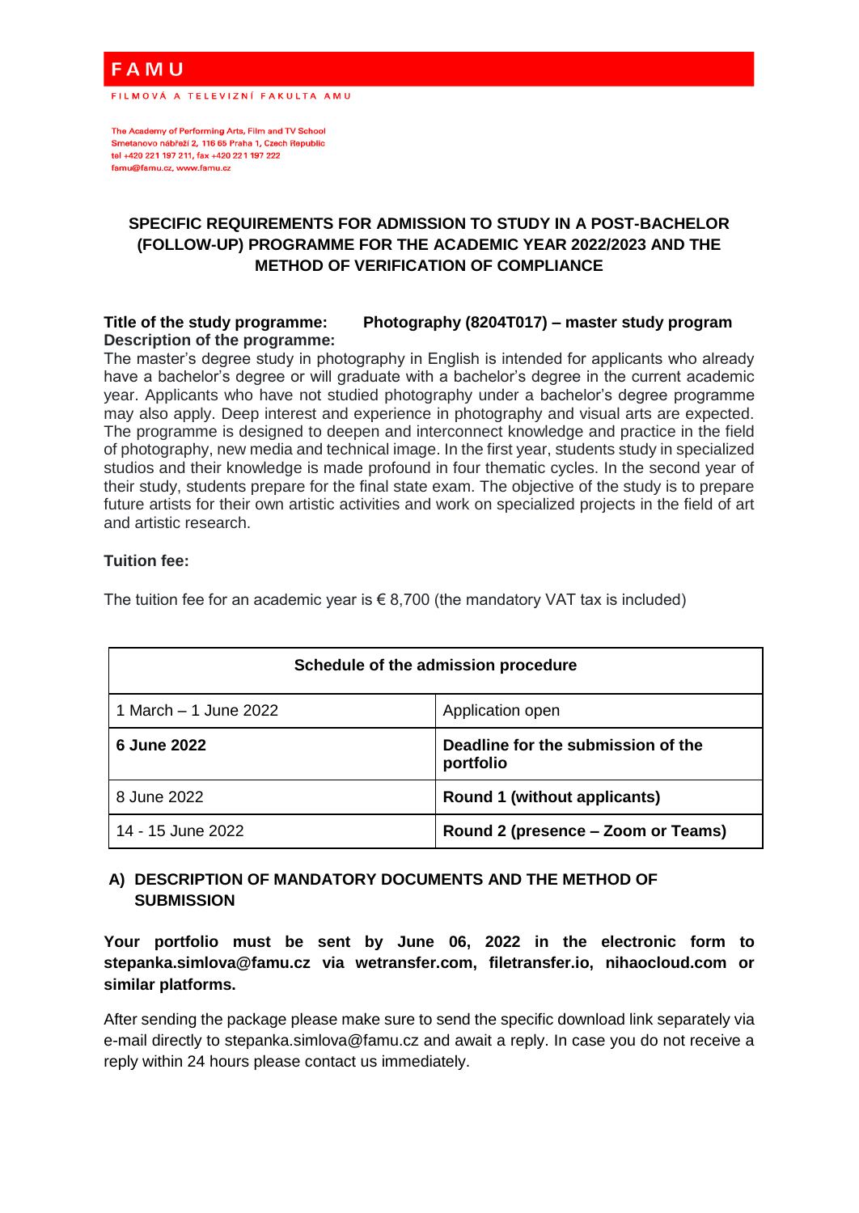**FAMU**

FILMOVÁ A TELEVIZNÍ FAKULTA AMU

The Academy of Performing Arts, Film and TV School
Smetanovo nábřeží 2, 116 65 Praha 1, Czech Republic
tel +420 221 197 211, fax +420 221 197 222
famu@famu.cz, www.famu.cz

# SPECIFIC REQUIREMENTS FOR ADMISSION TO STUDY IN A POST-BACHELOR (FOLLOW-UP) PROGRAMME FOR THE ACADEMIC YEAR 2022/2023 AND THE METHOD OF VERIFICATION OF COMPLIANCE

**Title of the study programme:** **Photography (8204T017) – master study program**
**Description of the programme:**
The master's degree study in photography in English is intended for applicants who already have a bachelor's degree or will graduate with a bachelor's degree in the current academic year. Applicants who have not studied photography under a bachelor's degree programme may also apply. Deep interest and experience in photography and visual arts are expected. The programme is designed to deepen and interconnect knowledge and practice in the field of photography, new media and technical image. In the first year, students study in specialized studios and their knowledge is made profound in four thematic cycles. In the second year of their study, students prepare for the final state exam. The objective of the study is to prepare future artists for their own artistic activities and work on specialized projects in the field of art and artistic research.

**Tuition fee:**

The tuition fee for an academic year is € 8,700 (the mandatory VAT tax is included)

| **Schedule of the admission procedure** | |
|---|---|
| 1 March – 1 June 2022 | Application open |
| **6 June 2022** | **Deadline for the submission of the portfolio** |
| 8 June 2022 | **Round 1 (without applicants)** |
| 14 - 15 June 2022 | **Round 2 (presence – Zoom or Teams)** |

## A) DESCRIPTION OF MANDATORY DOCUMENTS AND THE METHOD OF SUBMISSION

**Your portfolio must be sent by June 06, 2022 in the electronic form to stepanka.simlova@famu.cz via wetransfer.com, filetransfer.io, nihaocloud.com or similar platforms.**

After sending the package please make sure to send the specific download link separately via e-mail directly to stepanka.simlova@famu.cz and await a reply. In case you do not receive a reply within 24 hours please contact us immediately.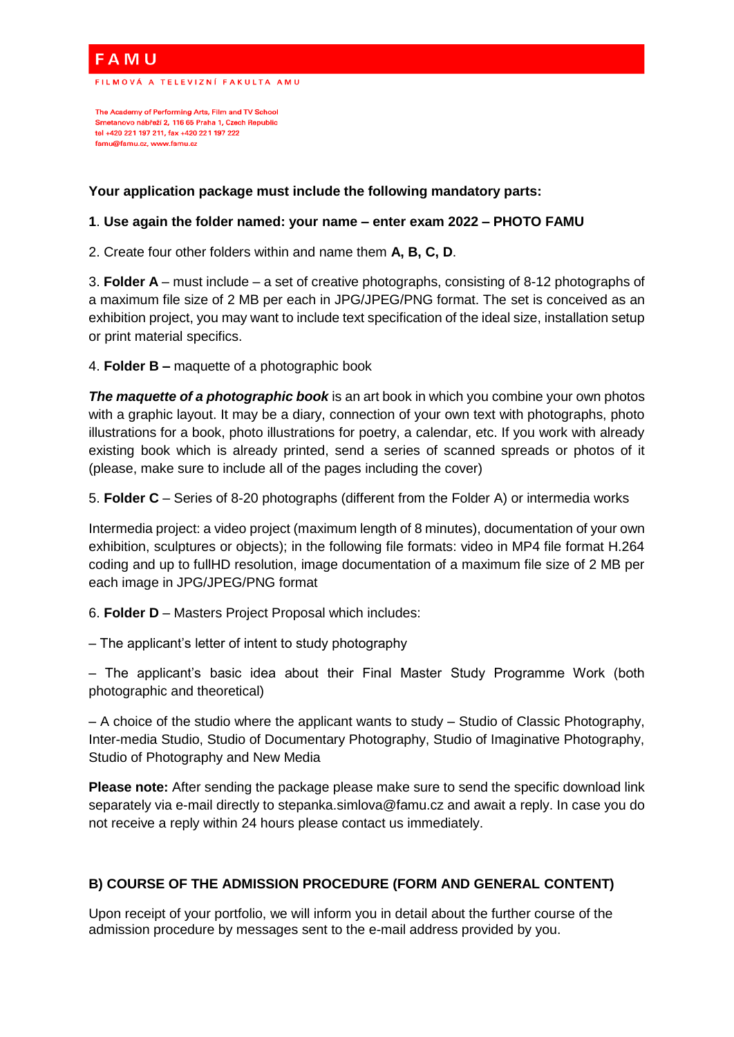**Your application package must include the following mandatory parts:**

**1**. **Use again the folder named: your name – enter exam 2022 – PHOTO FAMU**

2. Create four other folders within and name them **A, B, C, D**.

3. **Folder A** – must include – a set of creative photographs, consisting of 8-12 photographs of a maximum file size of 2 MB per each in JPG/JPEG/PNG format. The set is conceived as an exhibition project, you may want to include text specification of the ideal size, installation setup or print material specifics.

4. **Folder B –** maquette of a photographic book

***The maquette of a photographic book*** is an art book in which you combine your own photos with a graphic layout. It may be a diary, connection of your own text with photographs, photo illustrations for a book, photo illustrations for poetry, a calendar, etc. If you work with already existing book which is already printed, send a series of scanned spreads or photos of it (please, make sure to include all of the pages including the cover)

5. **Folder C** – Series of 8-20 photographs (different from the Folder A) or intermedia works

Intermedia project: a video project (maximum length of 8 minutes), documentation of your own exhibition, sculptures or objects); in the following file formats: video in MP4 file format H.264 coding and up to fullHD resolution, image documentation of a maximum file size of 2 MB per each image in JPG/JPEG/PNG format

6. **Folder D** – Masters Project Proposal which includes:

– The applicant's letter of intent to study photography

– The applicant's basic idea about their Final Master Study Programme Work (both photographic and theoretical)

– A choice of the studio where the applicant wants to study – Studio of Classic Photography, Inter-media Studio, Studio of Documentary Photography, Studio of Imaginative Photography, Studio of Photography and New Media

**Please note:** After sending the package please make sure to send the specific download link separately via e-mail directly to stepanka.simlova@famu.cz and await a reply. In case you do not receive a reply within 24 hours please contact us immediately.

## B) COURSE OF THE ADMISSION PROCEDURE (FORM AND GENERAL CONTENT)

Upon receipt of your portfolio, we will inform you in detail about the further course of the admission procedure by messages sent to the e-mail address provided by you.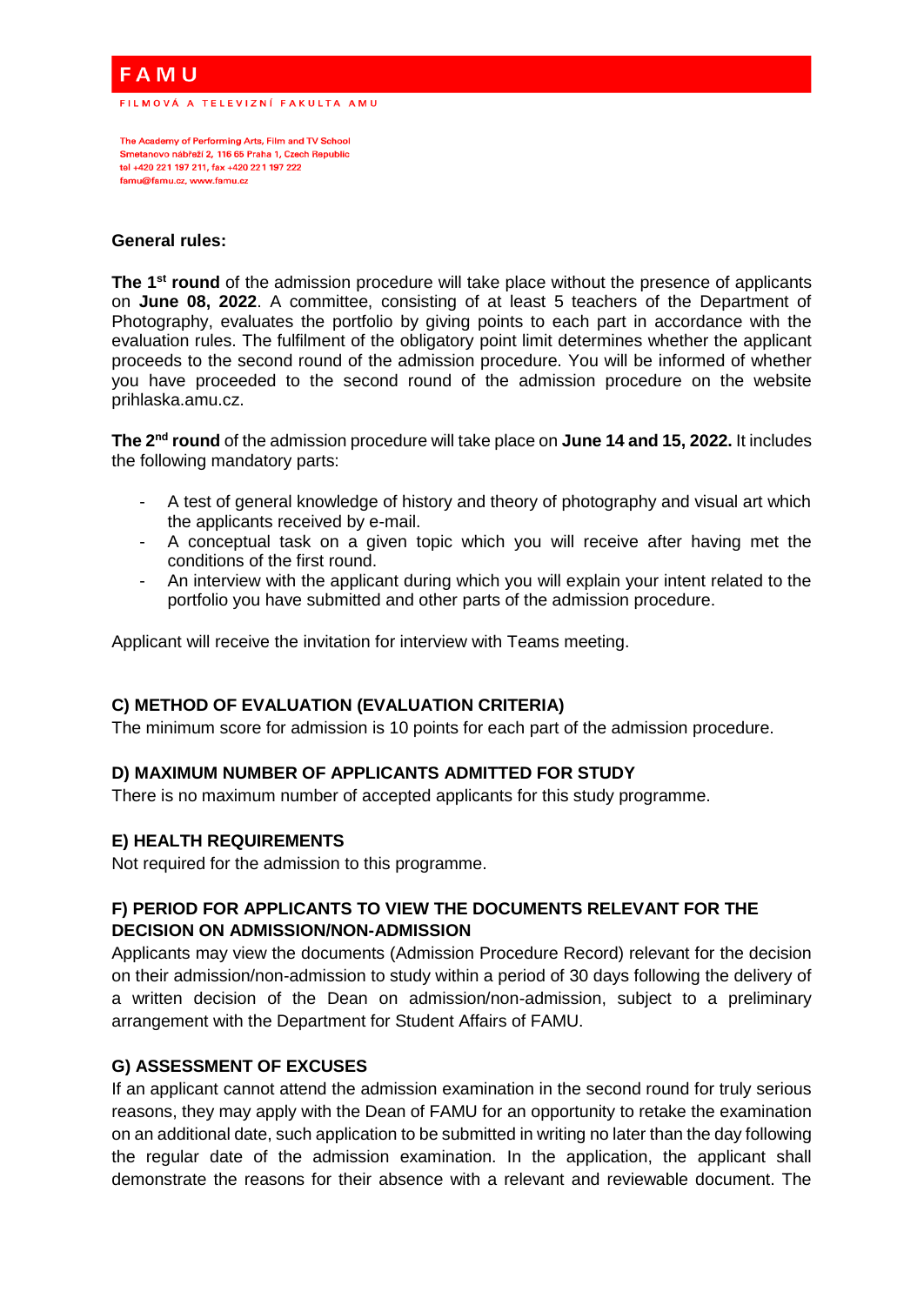**General rules:**

**The 1st round** of the admission procedure will take place without the presence of applicants on **June 08, 2022**. A committee, consisting of at least 5 teachers of the Department of Photography, evaluates the portfolio by giving points to each part in accordance with the evaluation rules. The fulfilment of the obligatory point limit determines whether the applicant proceeds to the second round of the admission procedure. You will be informed of whether you have proceeded to the second round of the admission procedure on the website prihlaska.amu.cz.

**The 2nd round** of the admission procedure will take place on **June 14 and 15, 2022.** It includes the following mandatory parts:

- A test of general knowledge of history and theory of photography and visual art which the applicants received by e-mail.
- A conceptual task on a given topic which you will receive after having met the conditions of the first round.
- An interview with the applicant during which you will explain your intent related to the portfolio you have submitted and other parts of the admission procedure.

Applicant will receive the invitation for interview with Teams meeting.

### C) METHOD OF EVALUATION (EVALUATION CRITERIA)

The minimum score for admission is 10 points for each part of the admission procedure.

### D) MAXIMUM NUMBER OF APPLICANTS ADMITTED FOR STUDY

There is no maximum number of accepted applicants for this study programme.

### E) HEALTH REQUIREMENTS

Not required for the admission to this programme.

### F) PERIOD FOR APPLICANTS TO VIEW THE DOCUMENTS RELEVANT FOR THE DECISION ON ADMISSION/NON-ADMISSION

Applicants may view the documents (Admission Procedure Record) relevant for the decision on their admission/non-admission to study within a period of 30 days following the delivery of a written decision of the Dean on admission/non-admission, subject to a preliminary arrangement with the Department for Student Affairs of FAMU.

### G) ASSESSMENT OF EXCUSES

If an applicant cannot attend the admission examination in the second round for truly serious reasons, they may apply with the Dean of FAMU for an opportunity to retake the examination on an additional date, such application to be submitted in writing no later than the day following the regular date of the admission examination. In the application, the applicant shall demonstrate the reasons for their absence with a relevant and reviewable document. The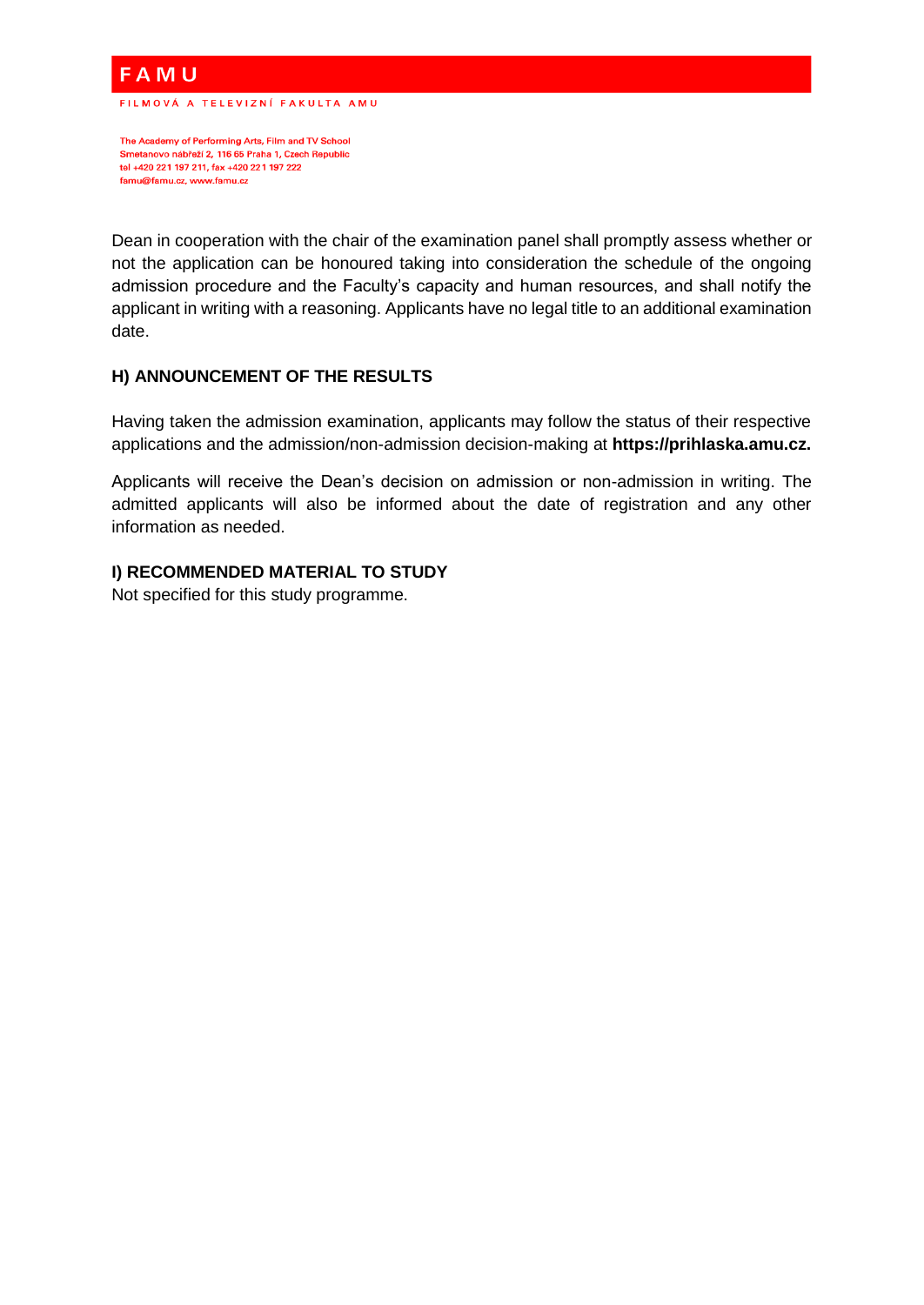Dean in cooperation with the chair of the examination panel shall promptly assess whether or not the application can be honoured taking into consideration the schedule of the ongoing admission procedure and the Faculty's capacity and human resources, and shall notify the applicant in writing with a reasoning. Applicants have no legal title to an additional examination date.

## H) ANNOUNCEMENT OF THE RESULTS

Having taken the admission examination, applicants may follow the status of their respective applications and the admission/non-admission decision-making at **https://prihlaska.amu.cz.**

Applicants will receive the Dean's decision on admission or non-admission in writing. The admitted applicants will also be informed about the date of registration and any other information as needed.

## I) RECOMMENDED MATERIAL TO STUDY

Not specified for this study programme.